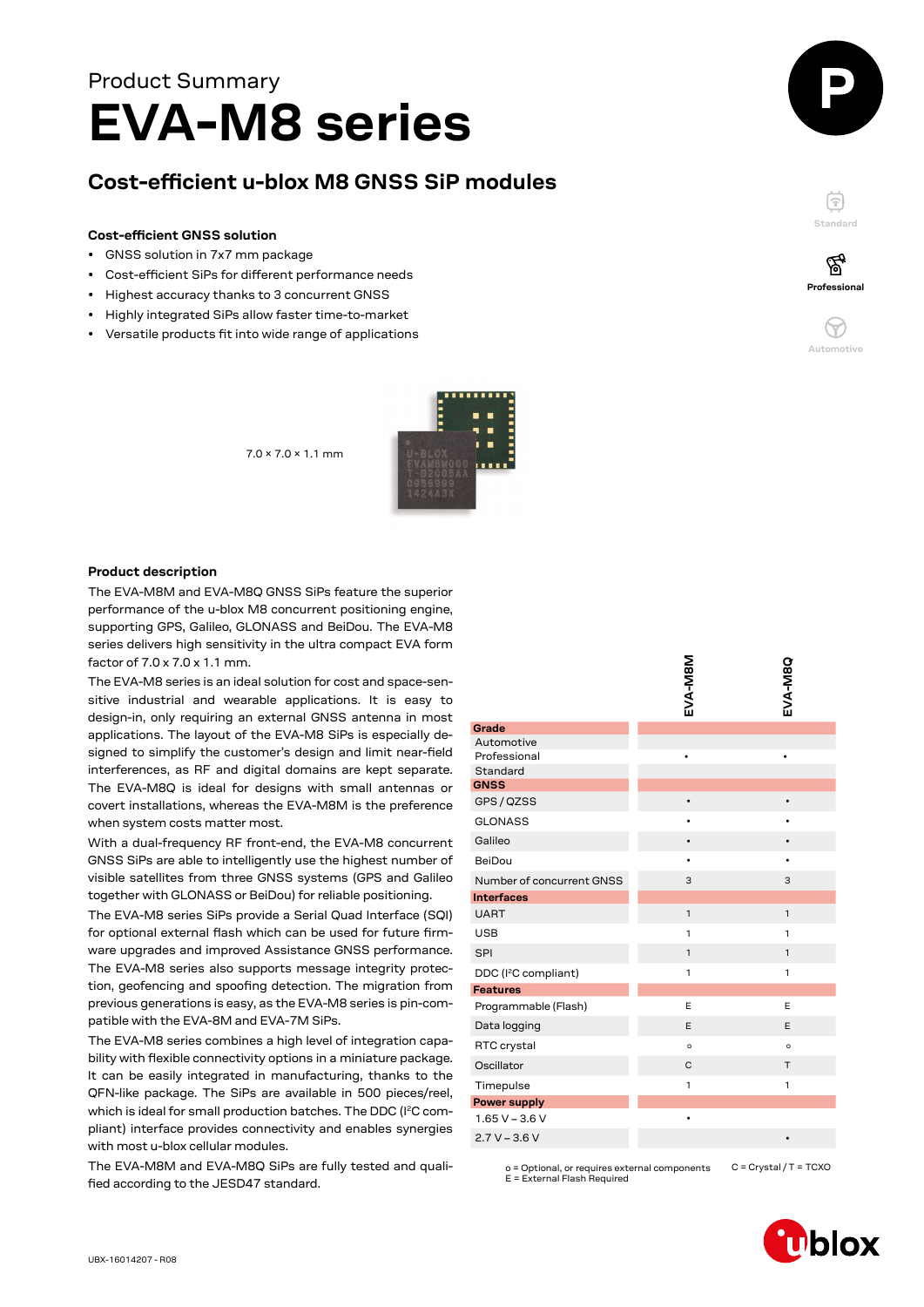Product Summary

# EVA-M8 series

## Cost-efficient u-blox M8 GNSS SiP modules

Standard

Professional

Automotive

### Cost-efficient GNSS solution

- GNSS solution in 7x7 mm package
- Cost-efficient SiPs for different performance needs
- Highest accuracy thanks to 3 concurrent GNSS
- Highly integrated SiPs allow faster time-to-market
- Versatile products fit into wide range of applications

7.0 × 7.0 × 1.1 mm

### Product description

The EVA-M8M and EVA-M8Q GNSS SiPs feature the superior performance of the u-blox M8 concurrent positioning engine, supporting GPS, Galileo, GLONASS and BeiDou. The EVA-M8 series delivers high sensitivity in the ultra compact EVA form factor of 7.0 x 7.0 x 1.1 mm.

The EVA-M8 series is an ideal solution for cost and space-sensitive industrial and wearable applications. It is easy to design-in, only requiring an external GNSS antenna in most applications. The layout of the EVA-M8 SiPs is especially designed to simplify the customer's design and limit near-field interferences, as RF and digital domains are kept separate. The EVA-M8Q is ideal for designs with small antennas or covert installations, whereas the EVA-M8M is the preference when system costs matter most.

With a dual-frequency RF front-end, the EVA-M8 concurrent GNSS SiPs are able to intelligently use the highest number of visible satellites from three GNSS systems (GPS and Galileo together with GLONASS or BeiDou) for reliable positioning.

The EVA-M8 series SiPs provide a Serial Quad Interface (SQI) for optional external flash which can be used for future firmware upgrades and improved Assistance GNSS performance. The EVA-M8 series also supports message integrity protection, geofencing and spoofing detection. The migration from previous generations is easy, as the EVA-M8 series is pin-compatible with the EVA-8M and EVA-7M SiPs.

The EVA-M8 series combines a high level of integration capability with flexible connectivity options in a miniature package. It can be easily integrated in manufacturing, thanks to the QFN-like package. The SiPs are available in 500 pieces/reel, which is ideal for small production batches. The DDC (I²C compliant) interface provides connectivity and enables synergies with most u-blox cellular modules.

The EVA-M8M and EVA-M8Q SiPs are fully tested and qualified according to the JESD47 standard.

| | EVA-M8M | EVA-M8Q |
|---|---|---|
| **Grade** | | |
| Automotive | | |
| Professional | • | • |
| Standard | | |
| **GNSS** | | |
| GPS / QZSS | • | • |
| GLONASS | • | • |
| Galileo | • | • |
| BeiDou | • | • |
| Number of concurrent GNSS | 3 | 3 |
| **Interfaces** | | |
| UART | 1 | 1 |
| USB | 1 | 1 |
| SPI | 1 | 1 |
| DDC (I²C compliant) | 1 | 1 |
| **Features** | | |
| Programmable (Flash) | E | E |
| Data logging | E | E |
| RTC crystal | o | o |
| Oscillator | C | T |
| Timepulse | 1 | 1 |
| **Power supply** | | |
| 1.65 V – 3.6 V | • | |
| 2.7 V – 3.6 V | | • |

o = Optional, or requires external components
E = External Flash Required
C = Crystal / T = TCXO

UBX-16014207 - R08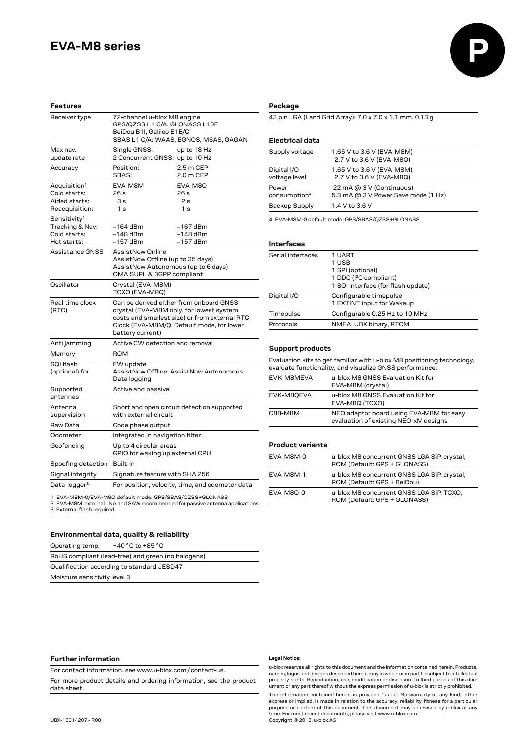# EVA-M8 series

P

## Features

| | | |
|---|---|---|
| Receiver type | 72-channel u-blox M8 engine<br>GPS/QZSS L1 C/A, GLONASS L10F<br>BeiDou B1I, Galileo E1B/C[1]<br>SBAS L1 C/A: WAAS, EGNOS, MSAS, GAGAN | |
| Max nav. update rate | Single GNSS:<br>2 Concurrent GNSS: | up to 18 Hz<br>up to 10 Hz |
| Accuracy | Position:<br>SBAS: | 2.5 m CEP<br>2.0 m CEP |
| Acquisition[1]<br>Cold starts:<br>Aided starts:<br>Reacquisition: | EVA-M8M<br>26 s<br>3 s<br>1 s | EVA-M8Q<br>26 s<br>2 s<br>1 s |
| Sensitivity[1]<br>Tracking & Nav:<br>Cold starts:<br>Hot starts: | <br>–164 dBm<br>–148 dBm<br>–157 dBm | <br>–167 dBm<br>–148 dBm<br>–157 dBm |
| Assistance GNSS | AssistNow Online<br>AssistNow Offline (up to 35 days)<br>AssistNow Autonomous (up to 6 days)<br>OMA SUPL & 3GPP compliant | |
| Oscillator | Crystal (EVA-M8M)<br>TCXO (EVA-M8Q) | |
| Real time clock (RTC) | Can be derived either from onboard GNSS crystal (EVA-M8M only, for lowest system costs and smallest size) or from external RTC Clock (EVA-M8M/Q, Default mode, for lower battery current) | |
| Anti jamming | Active CW detection and removal | |
| Memory | ROM | |
| SQI flash (optional) for | FW update<br>AssistNow Offline, AssistNow Autonomous<br>Data logging | |
| Supported antennas | Active and passive[2] | |
| Antenna supervision | Short and open circuit detection supported with external circuit | |
| Raw Data | Code phase output | |
| Odometer | Integrated in navigation filter | |
| Geofencing | Up to 4 circular areas<br>GPIO for waking up external CPU | |
| Spoofing detection | Built-in | |
| Signal integrity | Signature feature with SHA 256 | |
| Data-logger[3] | For position, velocity, time, and odometer data | |

1 EVA-M8M-0/EVA-M8Q default mode: GPS/SBAS/QZSS+GLONASS
2 EVA-M8M: external LNA and SAW recommended for passive antenna applications
3 External flash required

## Environmental data, quality & reliability

| | |
|---|---|
| Operating temp. | –40 °C to +85 °C |
| RoHS compliant (lead-free) and green (no halogens) | |
| Qualification according to standard JESD47 | |
| Moisture sensitivity level 3 | |

## Package

43 pin LGA (Land Grid Array): 7.0 x 7.0 x 1.1 mm, 0.13 g

## Electrical data

| | |
|---|---|
| Supply voltage | 1.65 V to 3.6 V (EVA-M8M)<br>2.7 V to 3.6 V (EVA-M8Q) |
| Digital I/O voltage level | 1.65 V to 3.6 V (EVA-M8M)<br>2.7 V to 3.6 V (EVA-M8Q) |
| Power consumption[4] | 22 mA @ 3 V (Continuous)<br>5.3 mA @ 3 V Power Save mode (1 Hz) |
| Backup Supply | 1.4 V to 3.6 V |

4 EVA-M8M-0 default mode: GPS/SBAS/QZSS+GLONASS

## Interfaces

| | |
|---|---|
| Serial interfaces | 1 UART<br>1 USB<br>1 SPI (optional)<br>1 DDC (I²C compliant)<br>1 SQI interface (for flash update) |
| Digital I/O | Configurable timepulse<br>1 EXTINT input for Wakeup |
| Timepulse | Configurable 0.25 Hz to 10 MHz |
| Protocols | NMEA, UBX binary, RTCM |

## Support products

Evaluation kits to get familiar with u-blox M8 positioning technology, evaluate functionality, and visualize GNSS performance.

| | |
|---|---|
| EVK-M8MEVA | u-blox M8 GNSS Evaluation Kit for EVA-M8M (crystal) |
| EVK-M8QEVA | u-blox M8 GNSS Evaluation Kit for EVA-M8Q (TCXO) |
| C88-M8M | NEO adaptor board using EVA-M8M for easy evaluation of existing NEO-xM designs |

## Product variants

| | |
|---|---|
| EVA-M8M-0 | u-blox M8 concurrent GNSS LGA SiP, crystal, ROM (Default: GPS + GLONASS) |
| EVA-M8M-1 | u-blox M8 concurrent GNSS LGA SiP, crystal, ROM (Default: GPS + BeiDou) |
| EVA-M8Q-0 | u-blox M8 concurrent GNSS LGA SiP, TCXO, ROM (Default: GPS + GLONASS) |

## Further information

For contact information, see www.u-blox.com / contact-us.

For more product details and ordering information, see the product data sheet.

UBX-16014207 - R08

**Legal Notice:**

u-blox reserves all rights to this document and the information contained herein. Products, names, logos and designs described herein may in whole or in part be subject to intellectual property rights. Reproduction, use, modification or disclosure to third parties of this document or any part thereof without the express permission of u-blox is strictly prohibited.

The information contained herein is provided "as is". No warranty of any kind, either express or implied, is made in relation to the accuracy, reliability, fitness for a particular purpose or content of this document. This document may be revised by u-blox at any time. For most recent documents, please visit www.u-blox.com.

Copyright © 2018, u-blox AG